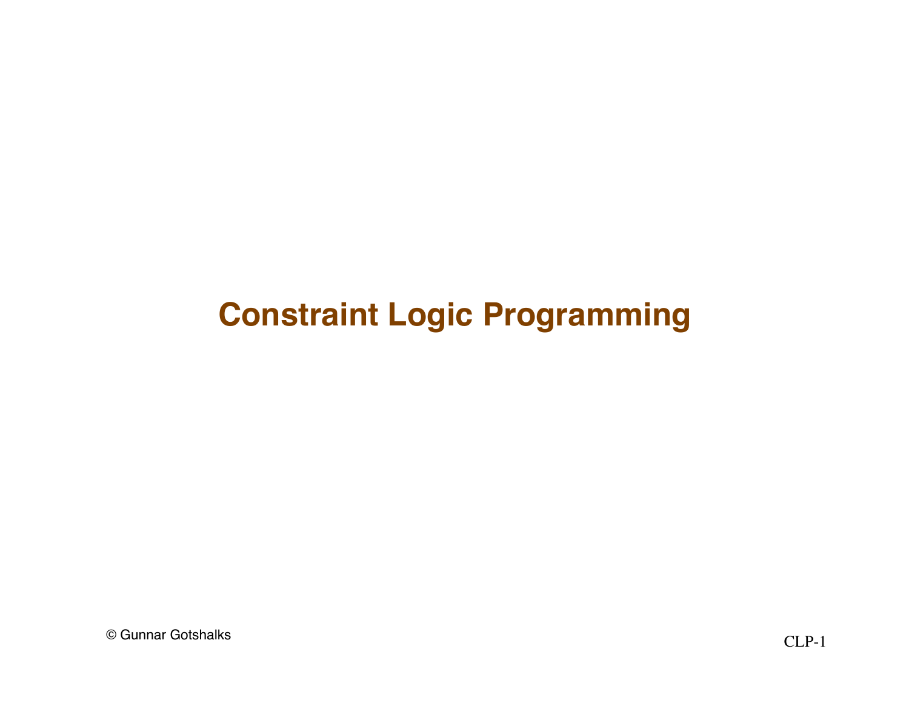# Constraint Logic Programming

© Gunnar Gotshalks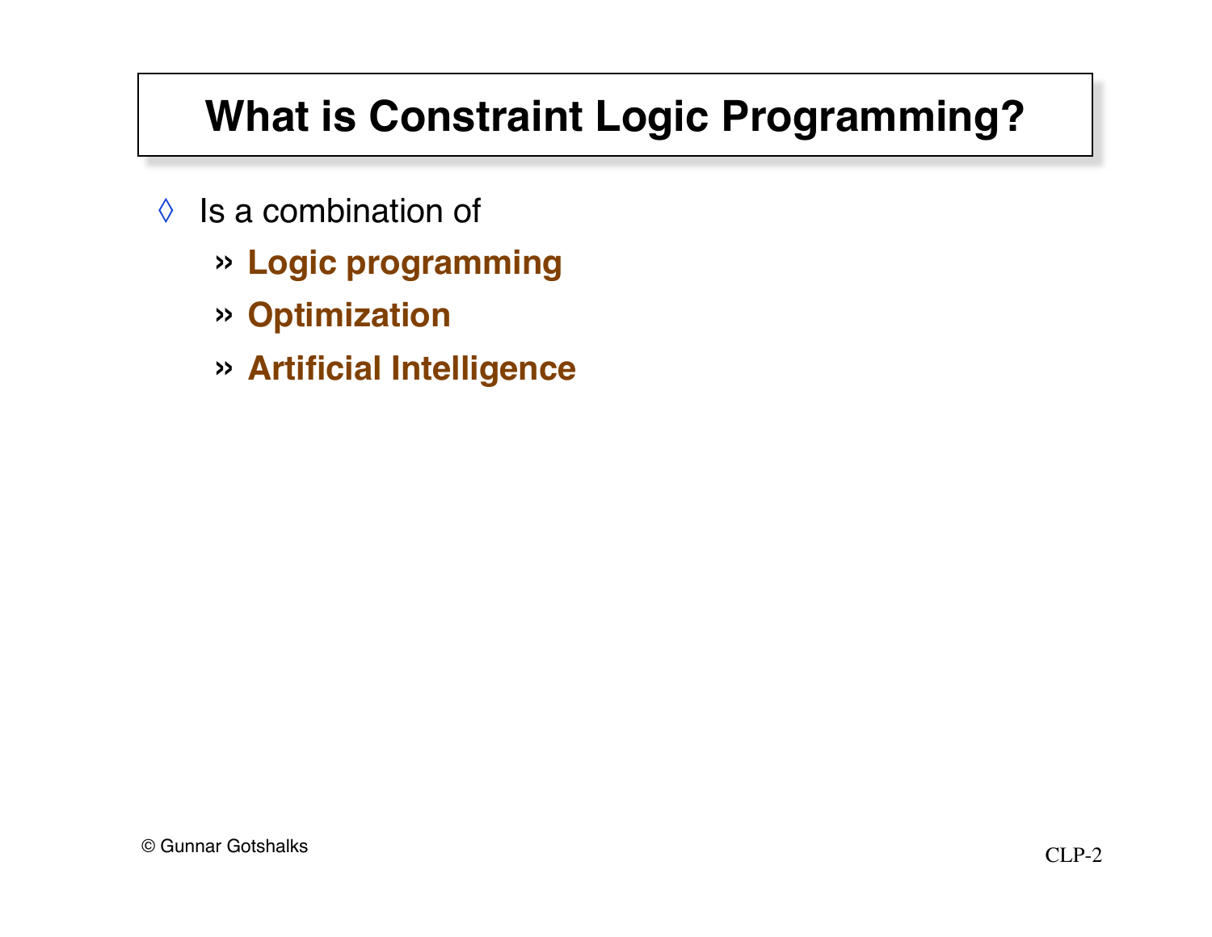# What is Constraint Logic Programming?

- Is a combination of
  - **Logic programming**
  - **Optimization**
  - **Artificial Intelligence**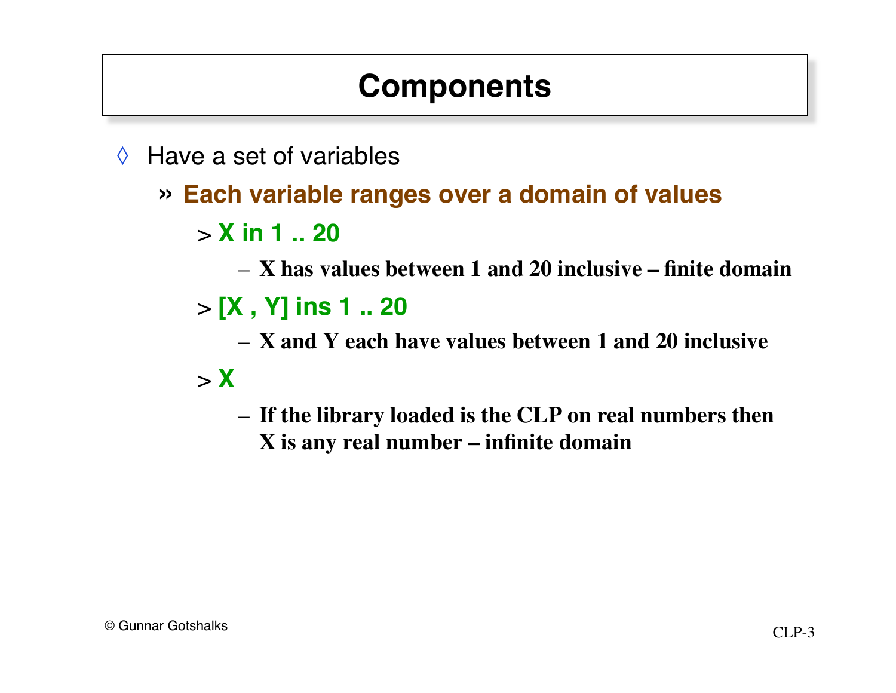# Components

- Have a set of variables
  - **Each variable ranges over a domain of values**
    - **X in 1 .. 20**
      - **X has values between 1 and 20 inclusive – finite domain**
    - **[X , Y] ins 1 .. 20**
      - **X and Y each have values between 1 and 20 inclusive**
    - **X**
      - **If the library loaded is the CLP on real numbers then X is any real number – infinite domain**

© Gunnar Gotshalks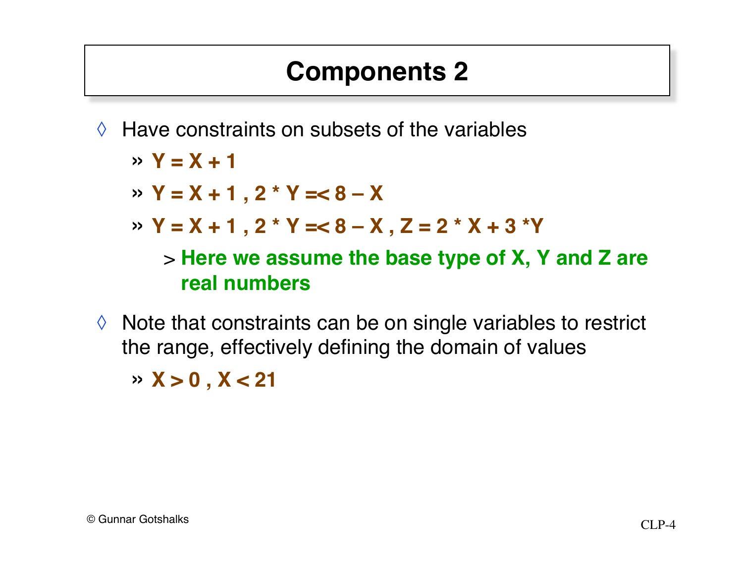# Components 2

- Have constraints on subsets of the variables
  - **Y = X + 1**
  - **Y = X + 1 , 2 * Y =< 8 – X**
  - **Y = X + 1 , 2 * Y =< 8 – X , Z = 2 * X + 3 *Y**
    - **Here we assume the base type of X, Y and Z are real numbers**
- Note that constraints can be on single variables to restrict the range, effectively defining the domain of values
  - **X > 0 , X < 21**

© Gunnar Gotshalks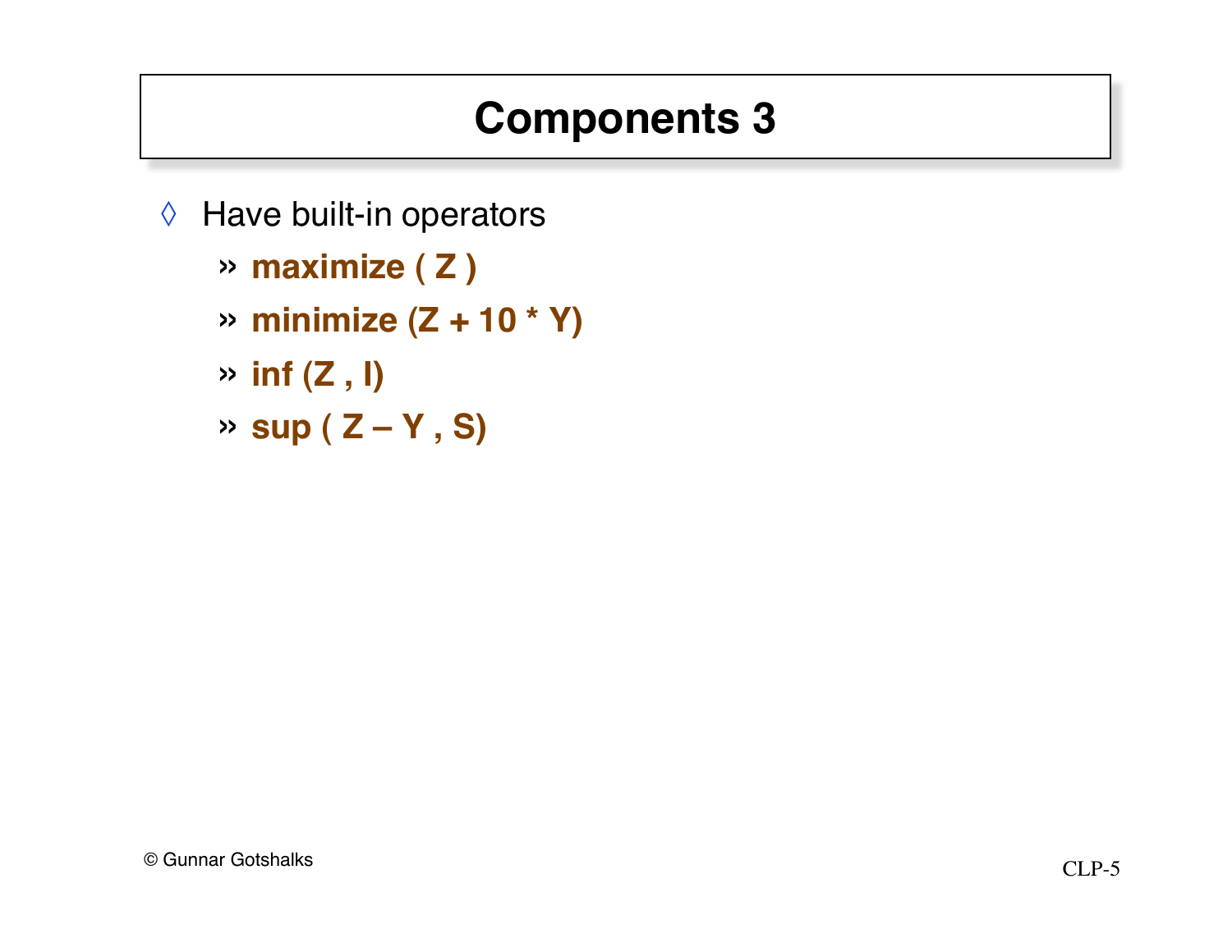# Components 3

- Have built-in operators
  - **maximize ( Z )**
  - **minimize (Z + 10 * Y)**
  - **inf (Z , I)**
  - **sup ( Z – Y , S)**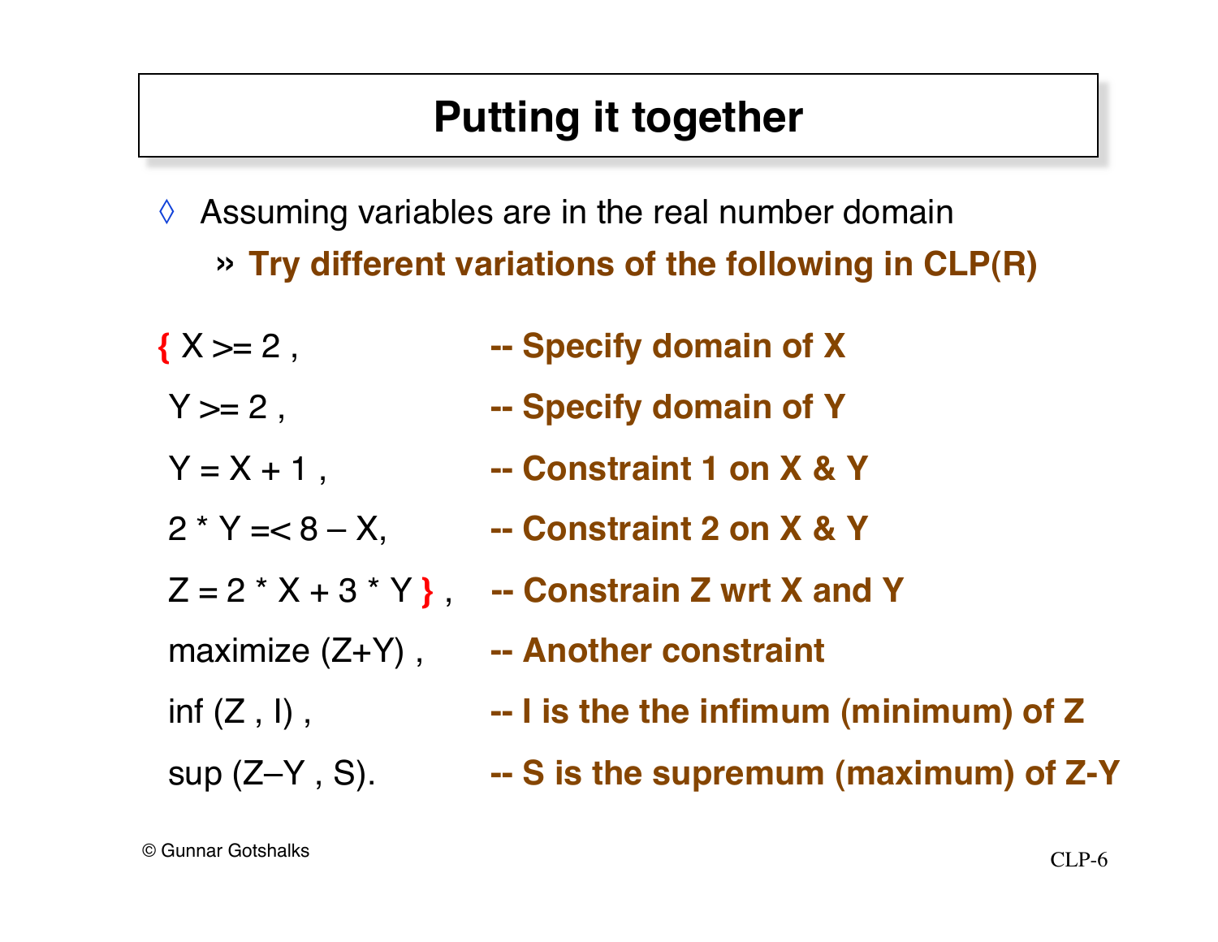# Putting it together

- Assuming variables are in the real number domain
  - » **Try different variations of the following in CLP(R)**

```
{ X >= 2 ,                -- Specify domain of X
  Y >= 2 ,                -- Specify domain of Y
  Y = X + 1 ,             -- Constraint 1 on X & Y
  2 * Y =< 8 – X,         -- Constraint 2 on X & Y
  Z = 2 * X + 3 * Y } ,   -- Constrain Z wrt X and Y
  maximize (Z+Y) ,        -- Another constraint
  inf (Z , I) ,           -- I is the the infimum (minimum) of Z
  sup (Z–Y , S).          -- S is the supremum (maximum) of Z-Y
```

© Gunnar Gotshalks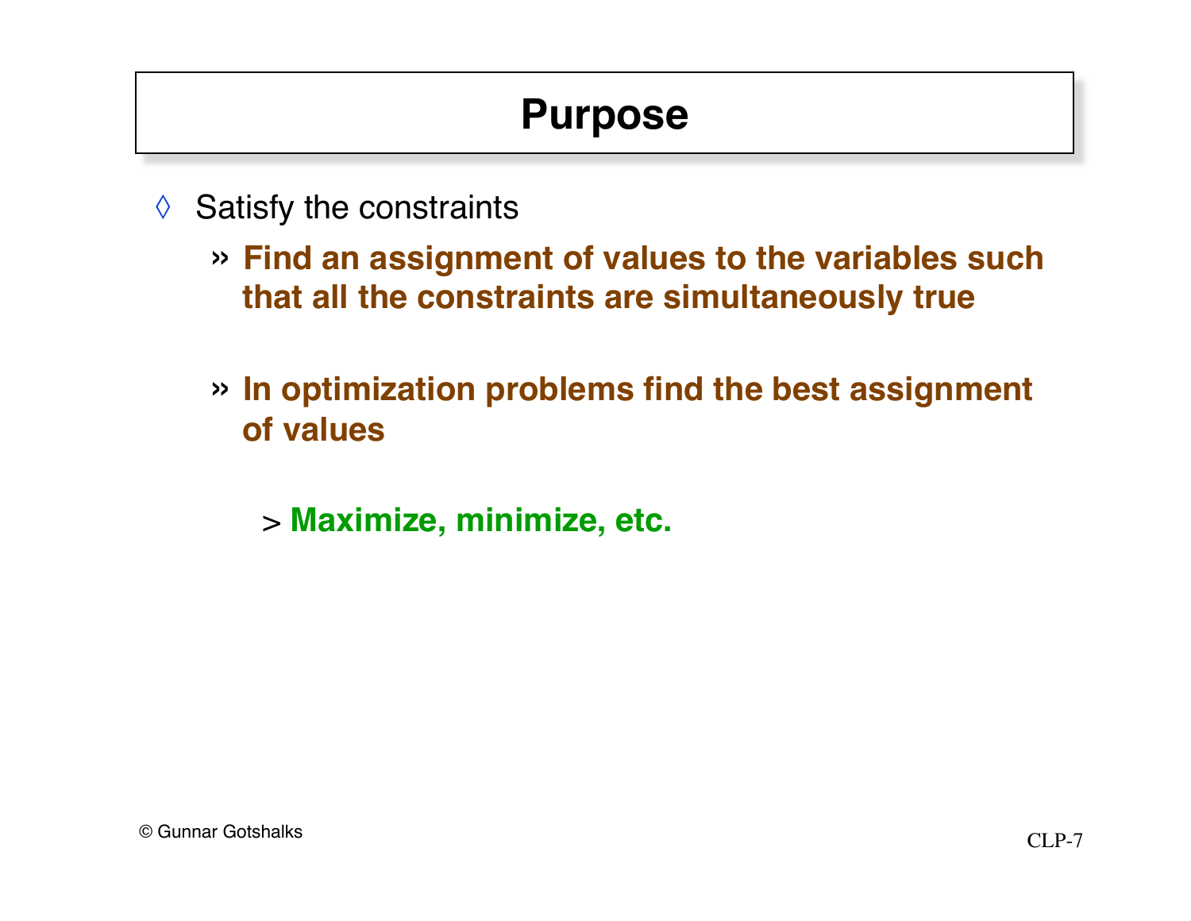# Purpose

- Satisfy the constraints
  - **Find an assignment of values to the variables such that all the constraints are simultaneously true**
  - **In optimization problems find the best assignment of values**
    - **Maximize, minimize, etc.**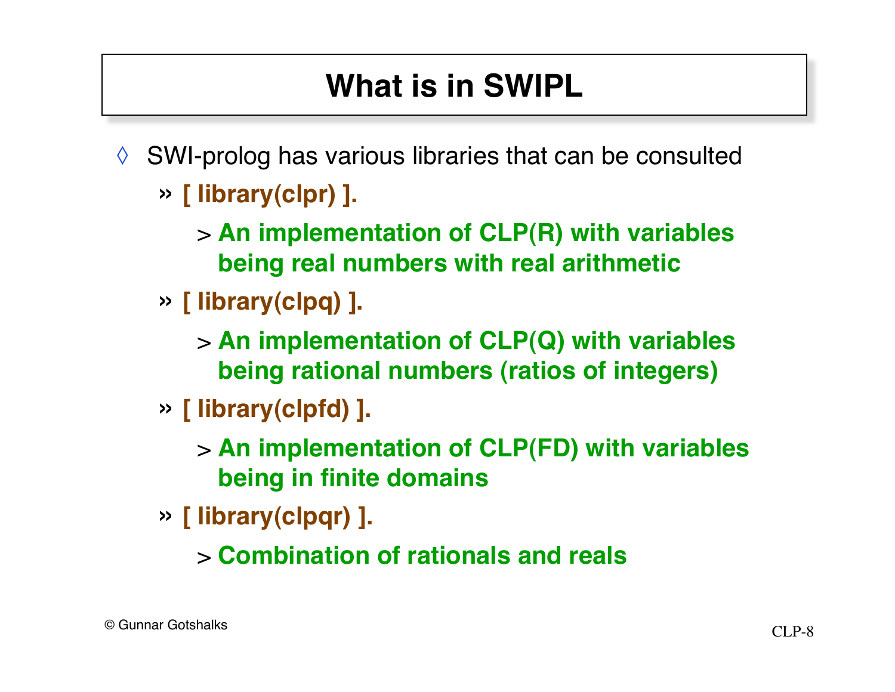# What is in SWIPL

- SWI-prolog has various libraries that can be consulted
  - **[ library(clpr) ].**
    - **An implementation of CLP(R) with variables being real numbers with real arithmetic**
  - **[ library(clpq) ].**
    - **An implementation of CLP(Q) with variables being rational numbers (ratios of integers)**
  - **[ library(clpfd) ].**
    - **An implementation of CLP(FD) with variables being in finite domains**
  - **[ library(clpqr) ].**
    - **Combination of rationals and reals**

© Gunnar Gotshalks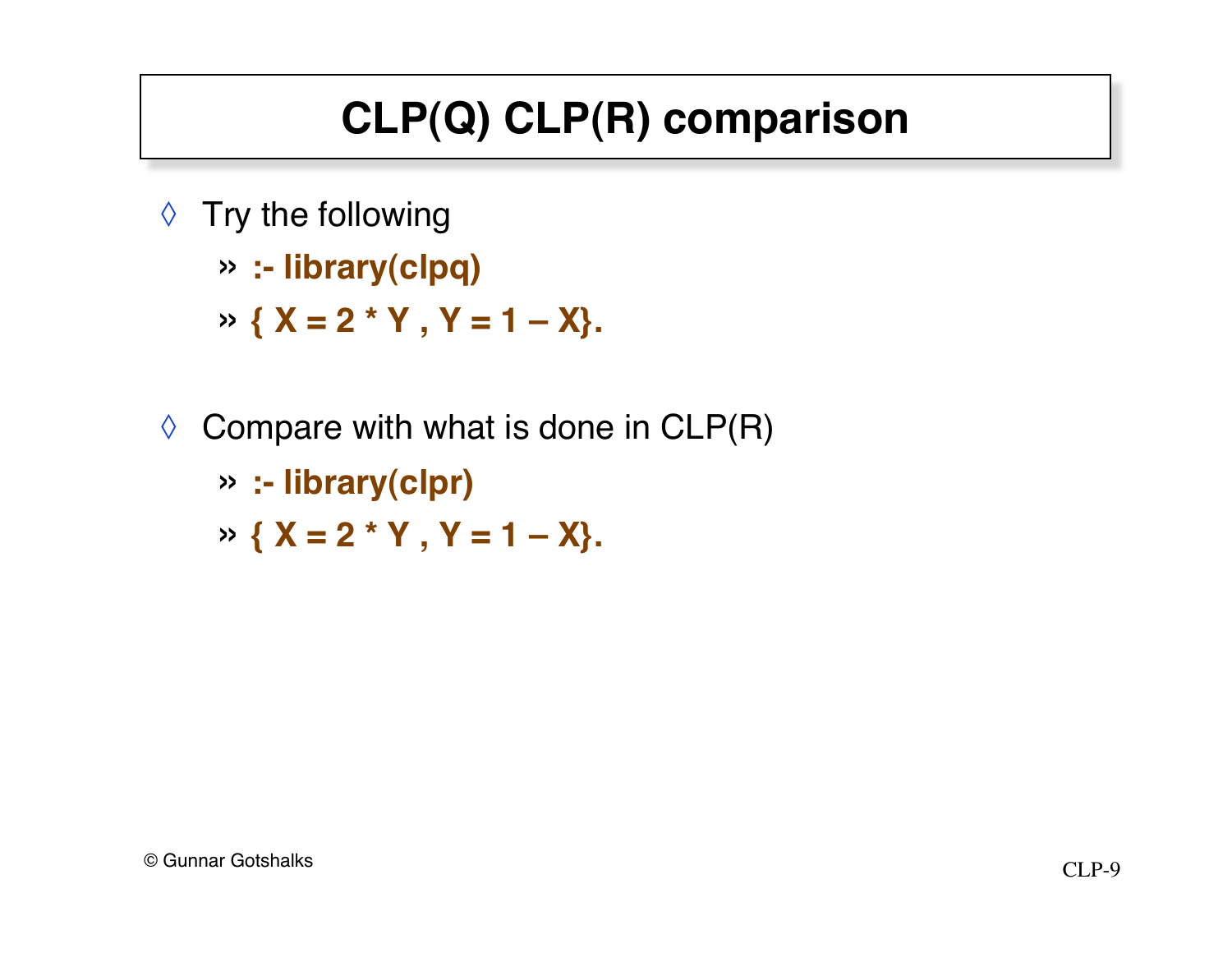# CLP(Q) CLP(R) comparison

- Try the following
  - **:- library(clpq)**
  - **{ X = 2 * Y , Y = 1 – X}.**

- Compare with what is done in CLP(R)
  - **:- library(clpr)**
  - **{ X = 2 * Y , Y = 1 – X}.**

© Gunnar Gotshalks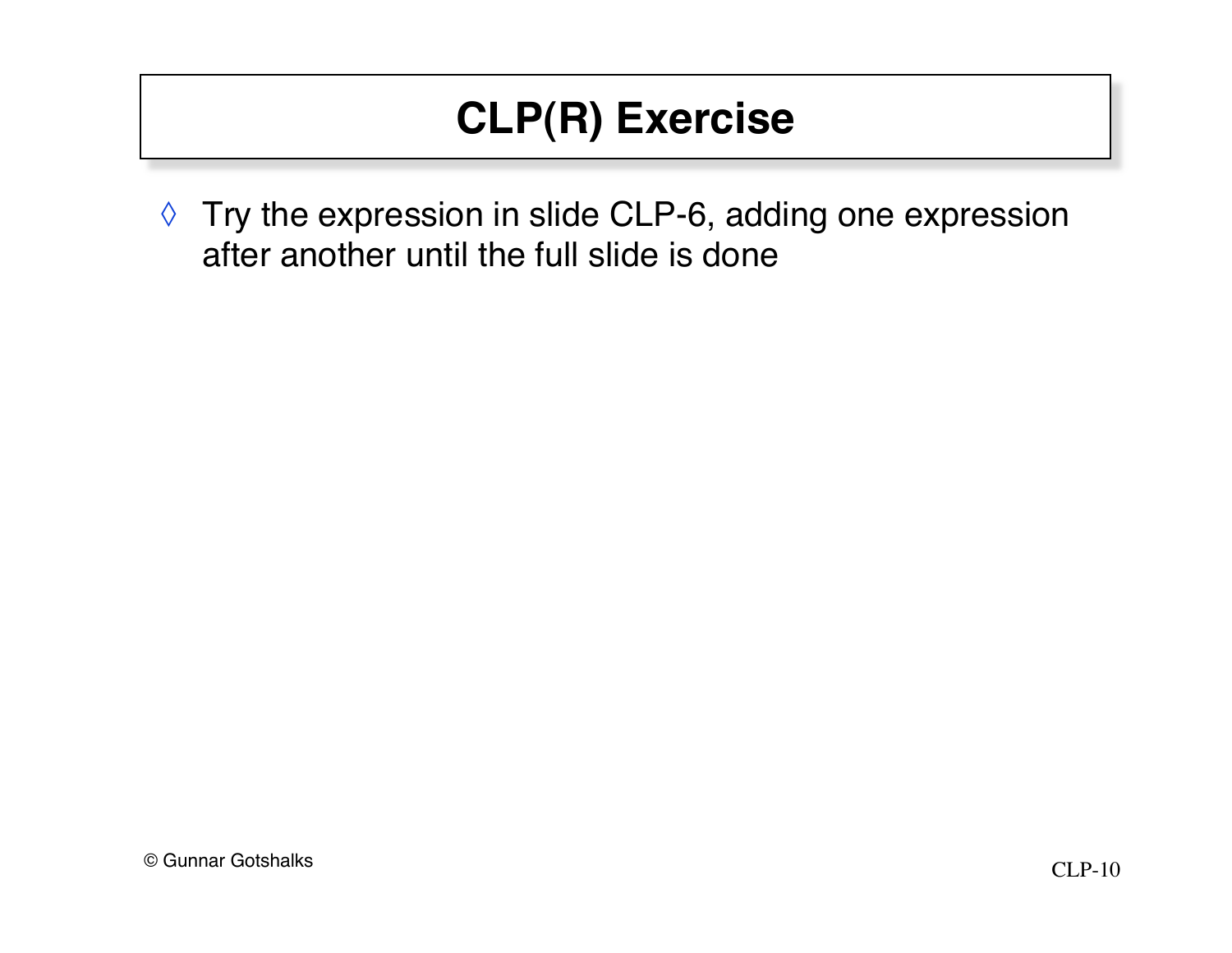# CLP(R) Exercise

- Try the expression in slide CLP-6, adding one expression after another until the full slide is done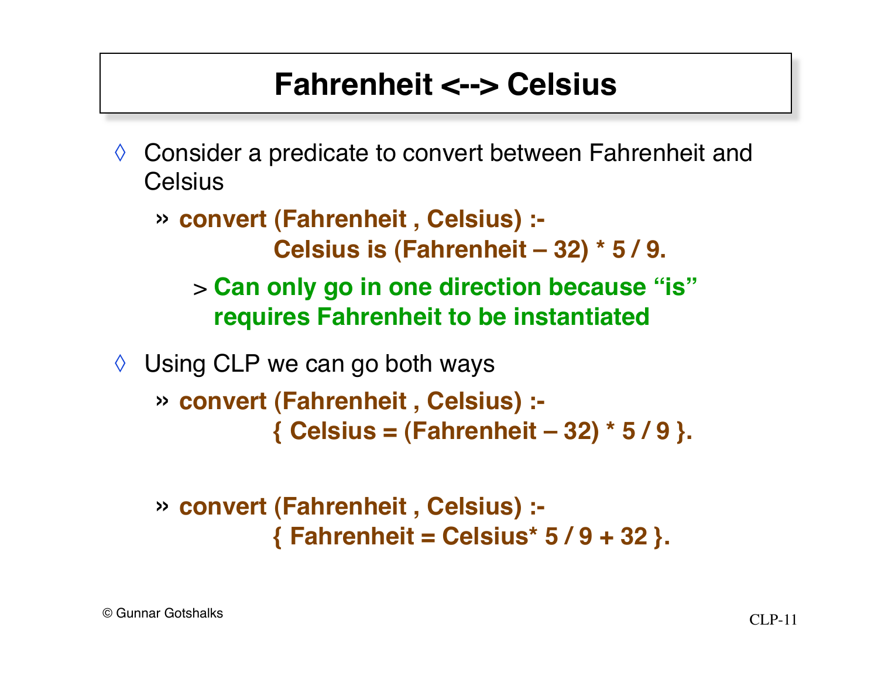# Fahrenheit <--> Celsius

- Consider a predicate to convert between Fahrenheit and Celsius
  - **convert (Fahrenheit , Celsius) :-**
    **Celsius is (Fahrenheit – 32) * 5 / 9.**
    - **Can only go in one direction because "is" requires Fahrenheit to be instantiated**
- Using CLP we can go both ways
  - **convert (Fahrenheit , Celsius) :-**
    **{ Celsius = (Fahrenheit – 32) * 5 / 9 }.**
  - **convert (Fahrenheit , Celsius) :-**
    **{ Fahrenheit = Celsius* 5 / 9 + 32 }.**

© Gunnar Gotshalks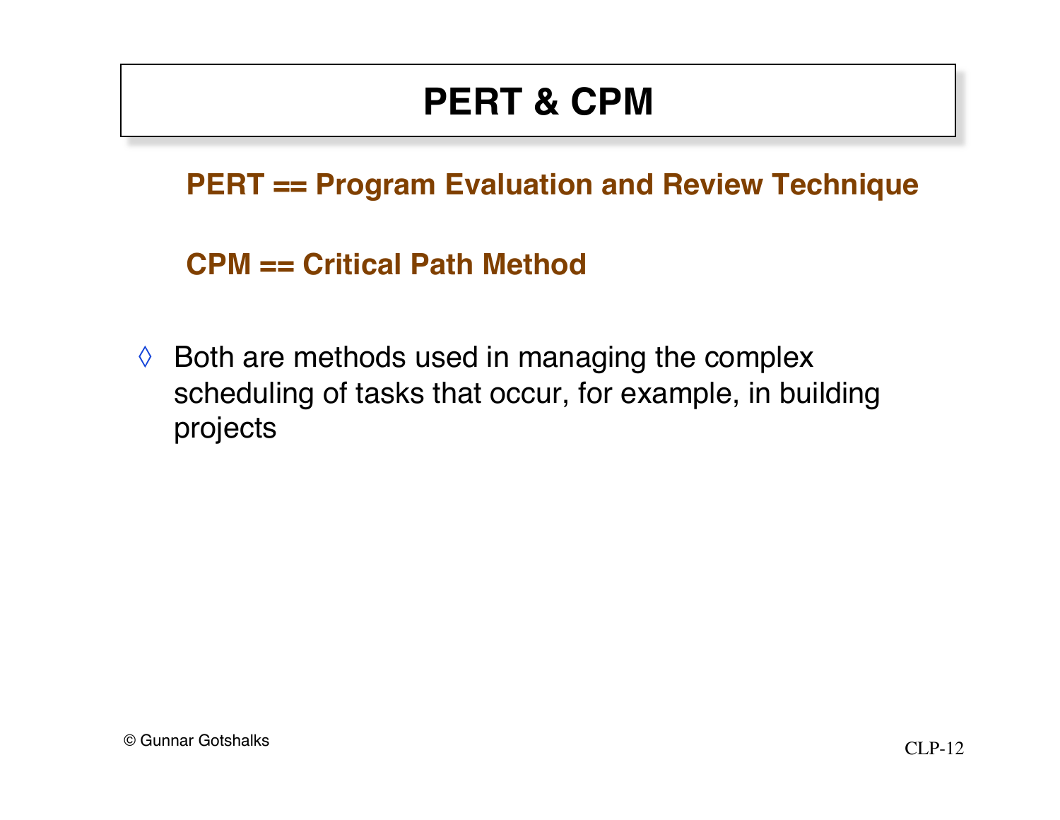# PERT & CPM

**PERT == Program Evaluation and Review Technique**

**CPM == Critical Path Method**

- Both are methods used in managing the complex scheduling of tasks that occur, for example, in building projects

© Gunnar Gotshalks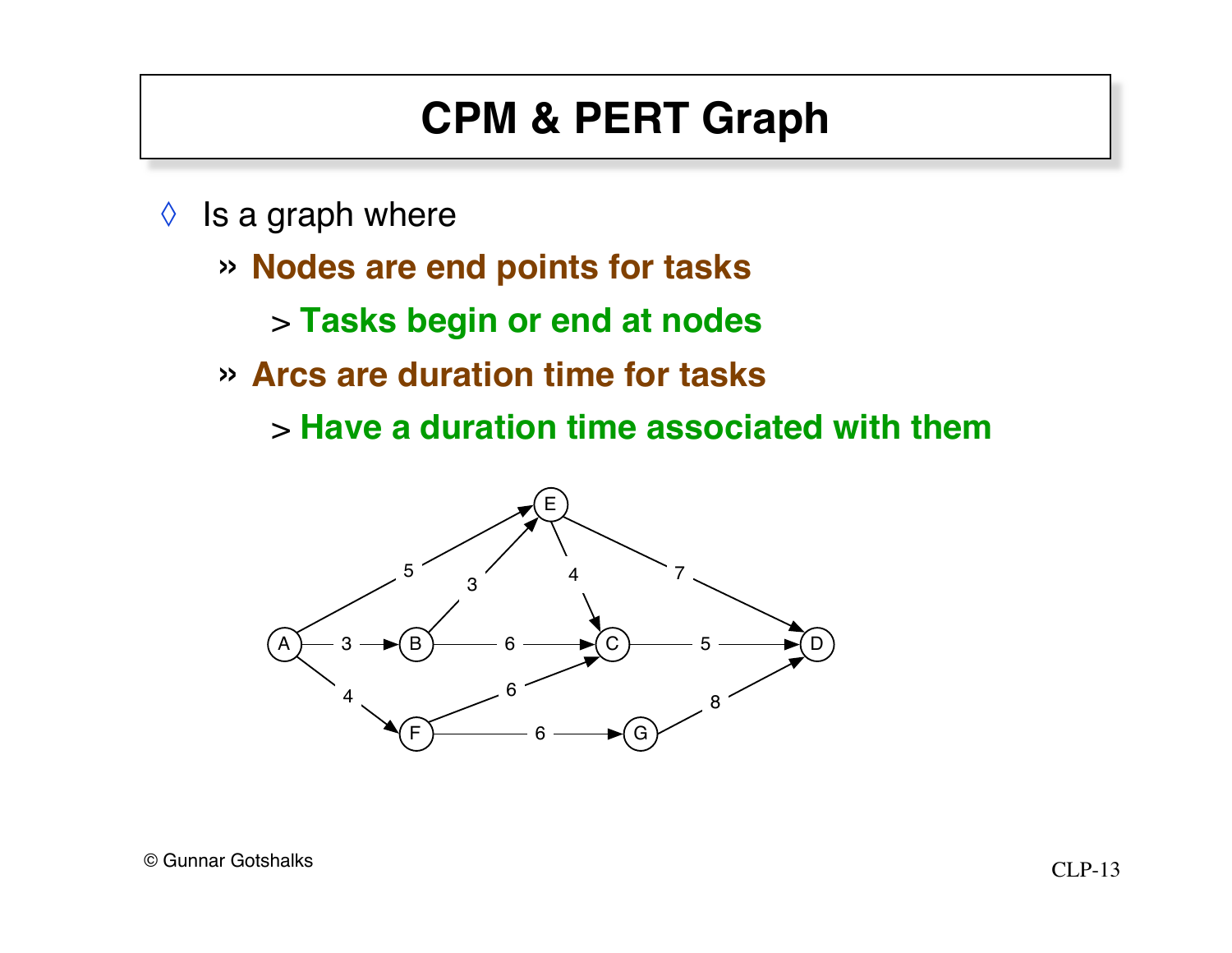# CPM & PERT Graph

- Is a graph where
  - **Nodes are end points for tasks**
    - **Tasks begin or end at nodes**
  - **Arcs are duration time for tasks**
    - **Have a duration time associated with them**

© Gunnar Gotshalks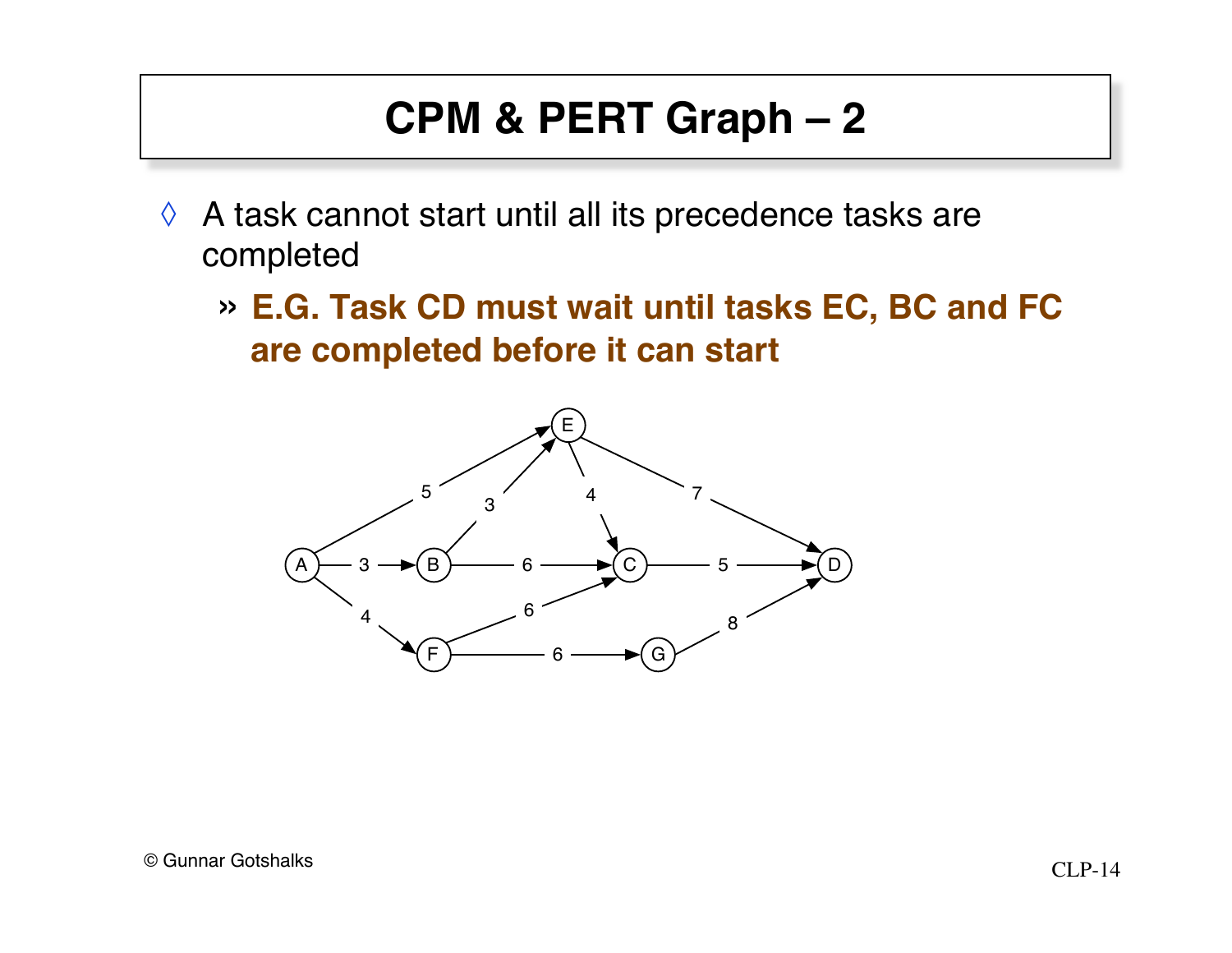# CPM & PERT Graph – 2

- A task cannot start until all its precedence tasks are completed
  - **E.G. Task CD must wait until tasks EC, BC and FC are completed before it can start**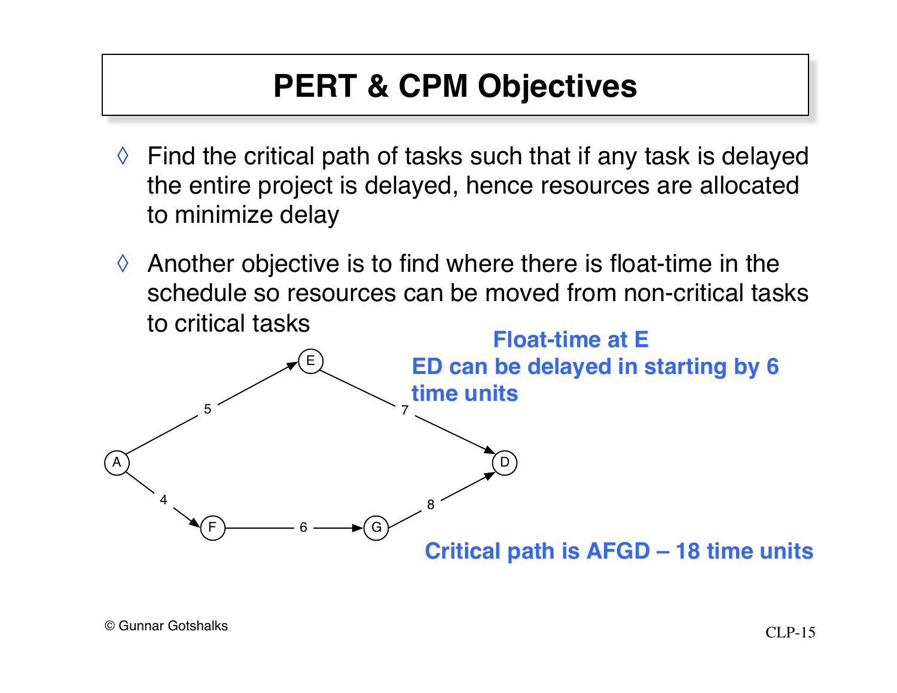# PERT & CPM Objectives

- Find the critical path of tasks such that if any task is delayed the entire project is delayed, hence resources are allocated to minimize delay
- Another objective is to find where there is float-time in the schedule so resources can be moved from non-critical tasks to critical tasks

**Float-time at E**

**ED can be delayed in starting by 6 time units**

**Critical path is AFGD – 18 time units**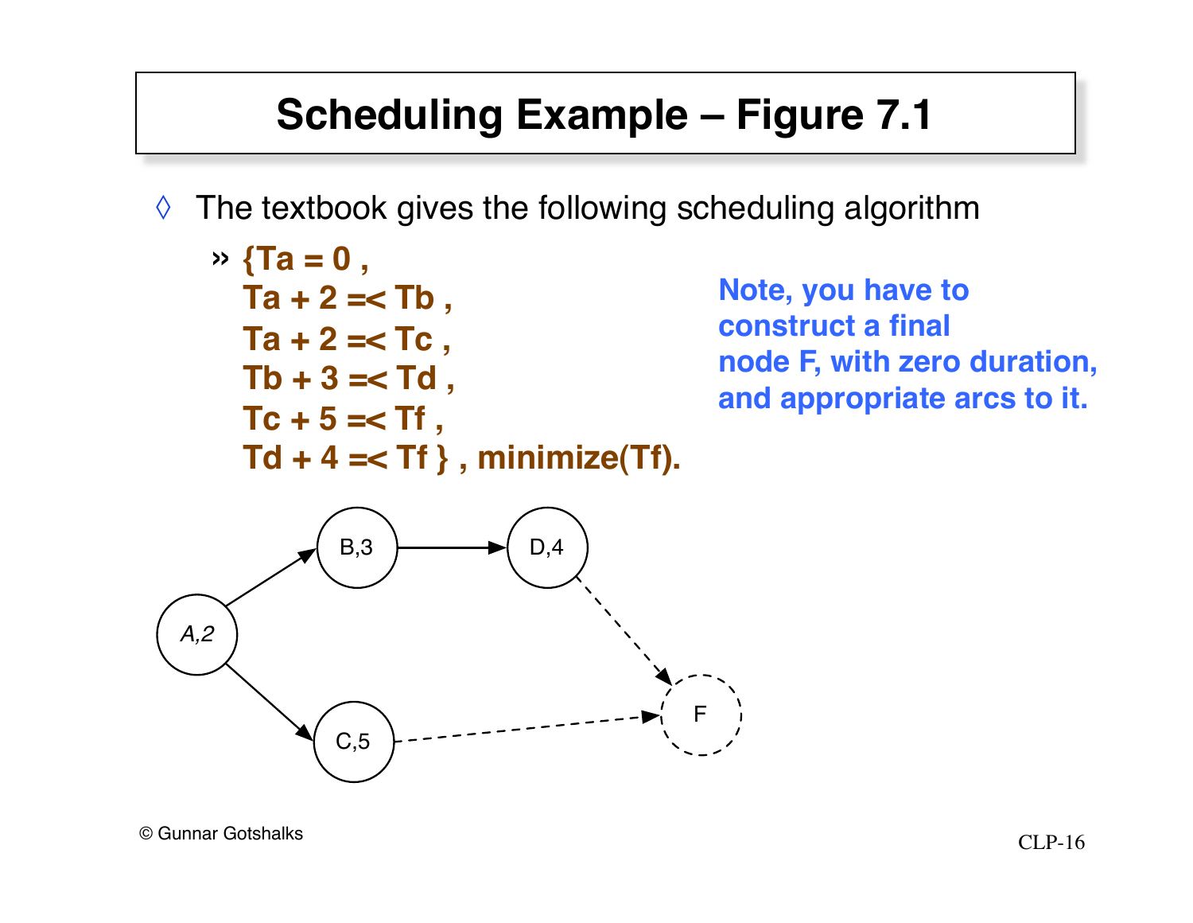# Scheduling Example – Figure 7.1

◊ The textbook gives the following scheduling algorithm

» 
```
{Ta = 0 ,
Ta + 2 =< Tb ,
Ta + 2 =< Tc ,
Tb + 3 =< Td ,
Tc + 5 =< Tf ,
Td + 4 =< Tf } , minimize(Tf).
```

**Note, you have to construct a final node F, with zero duration, and appropriate arcs to it.**

© Gunnar Gotshalks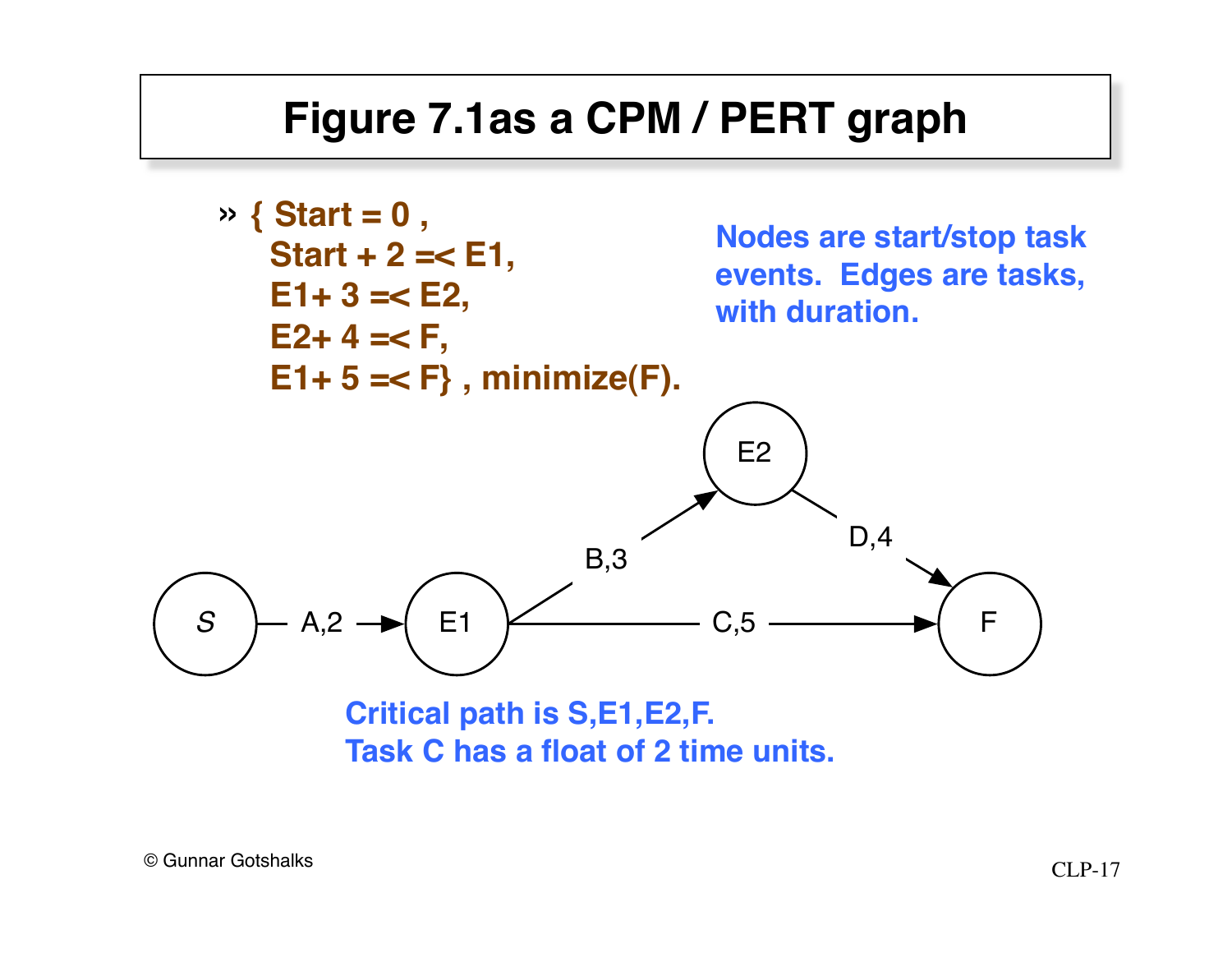# Figure 7.1as a CPM / PERT graph

```
» { Start = 0 ,
    Start + 2 =< E1,
    E1+ 3 =< E2,
    E2+ 4 =< F,
    E1+ 5 =< F} , minimize(F).
```

**Nodes are start/stop task events. Edges are tasks, with duration.**

S — A,2 → E1
E1 — B,3 → E2
E2 — D,4 → F
E1 — C,5 → F

**Critical path is S,E1,E2,F.**
**Task C has a float of 2 time units.**

© Gunnar Gotshalks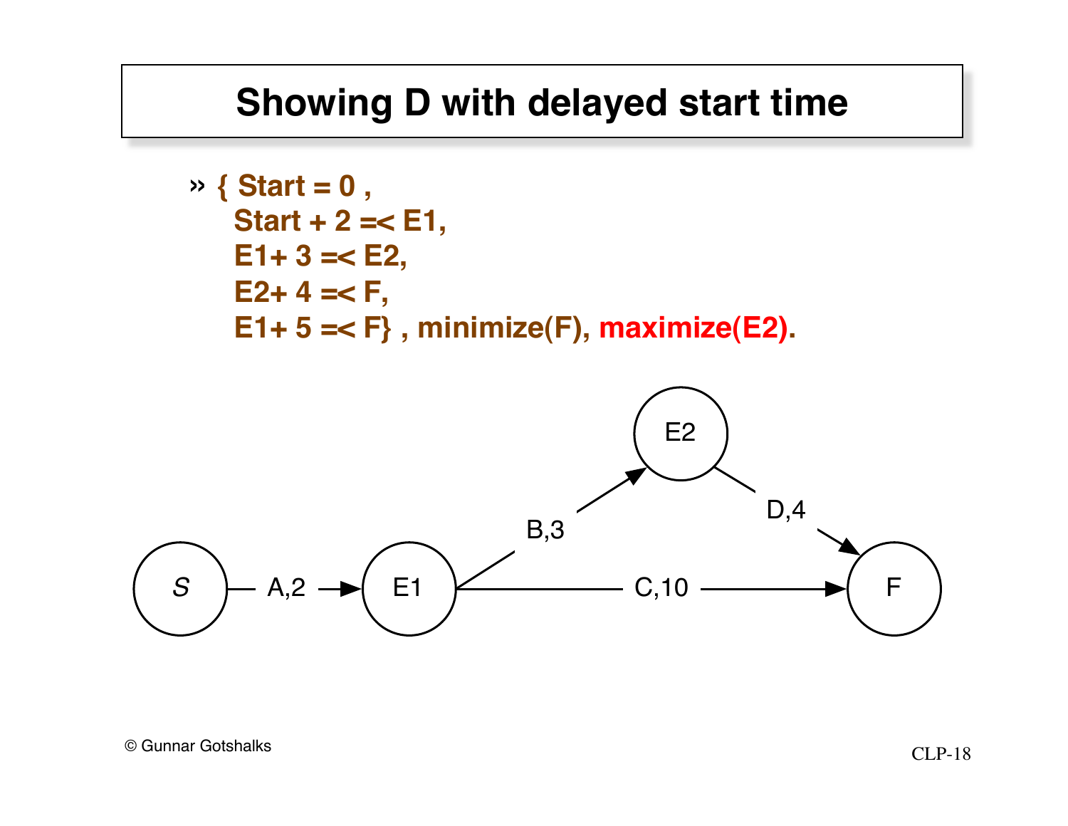# Showing D with delayed start time

```
» { Start = 0 ,
    Start + 2 =< E1,
    E1+ 3 =< E2,
    E2+ 4 =< F,
    E1+ 5 =< F} , minimize(F), maximize(E2).
```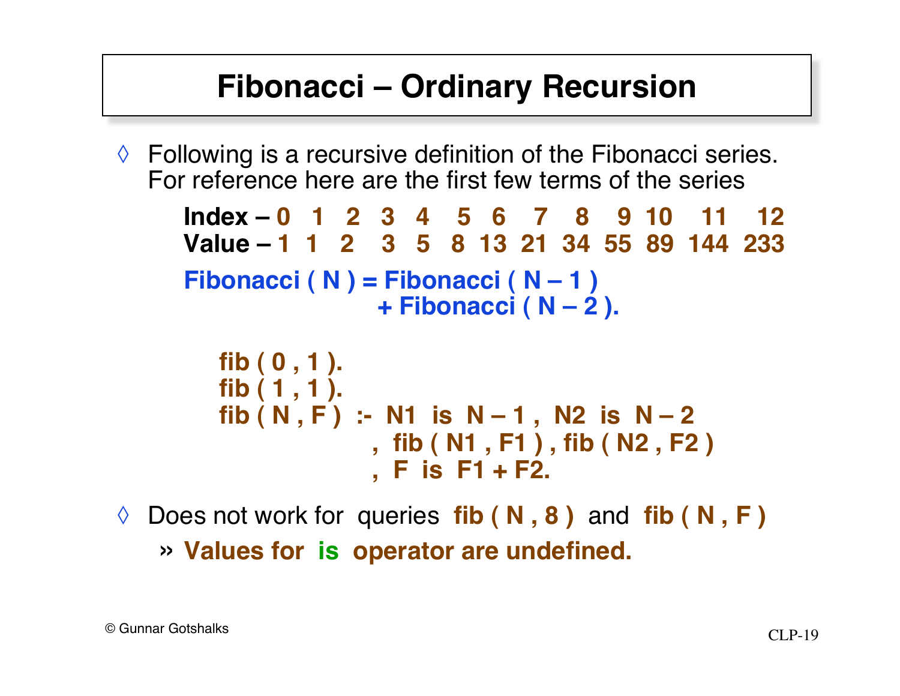# Fibonacci – Ordinary Recursion

◊ Following is a recursive definition of the Fibonacci series. For reference here are the first few terms of the series

| **Index –** | 0 | 1 | 2 | 3 | 4 | 5 | 6 | 7 | 8 | 9 | 10 | 11 | 12 |
|---|---|---|---|---|---|---|---|---|---|---|---|---|---|
| **Value –** | 1 | 1 | 2 | 3 | 5 | 8 | 13 | 21 | 34 | 55 | 89 | 144 | 233 |

**Fibonacci ( N ) = Fibonacci ( N – 1 )
+ Fibonacci ( N – 2 ).**

```
fib ( 0 , 1 ).
fib ( 1 , 1 ).
fib ( N , F )  :-  N1  is  N – 1 ,  N2  is  N – 2
                 ,  fib ( N1 , F1 ) , fib ( N2 , F2 )
                 ,  F  is  F1 + F2.
```

◊ Does not work for queries **fib ( N , 8 )** and **fib ( N , F )**

» **Values for is operator are undefined.**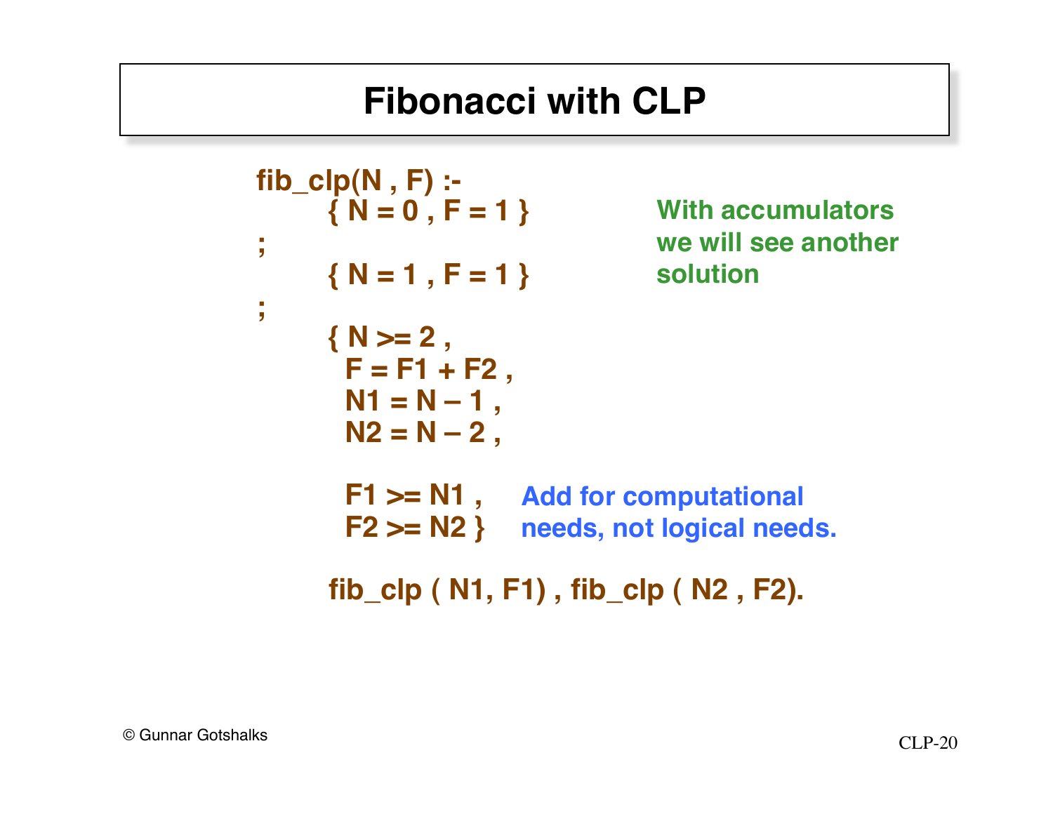# Fibonacci with CLP

```
fib_clp(N , F) :-
      { N = 0 , F = 1 }
;
      { N = 1 , F = 1 }
;
      { N >= 2 ,
        F = F1 + F2 ,
        N1 = N – 1 ,
        N2 = N – 2 ,

        F1 >= N1 ,
        F2 >= N2 }

      fib_clp ( N1, F1) , fib_clp ( N2 , F2).
```

With accumulators we will see another solution

`F1 >= N1 , F2 >= N2` — Add for computational needs, not logical needs.

© Gunnar Gotshalks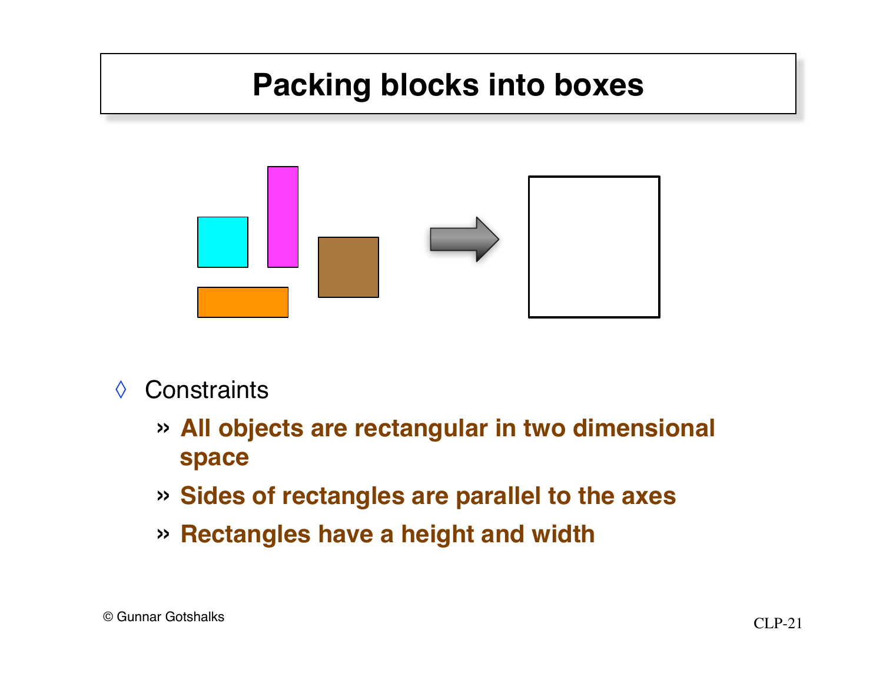# Packing blocks into boxes

- Constraints
  - **All objects are rectangular in two dimensional space**
  - **Sides of rectangles are parallel to the axes**
  - **Rectangles have a height and width**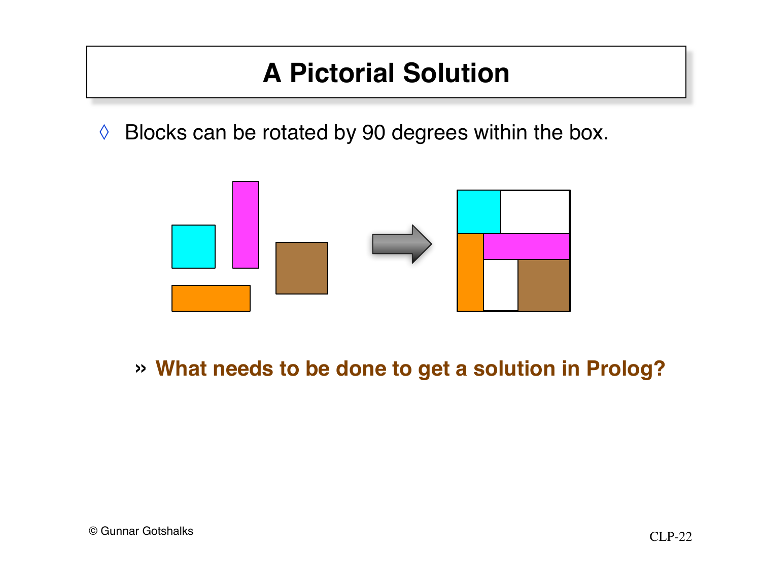# A Pictorial Solution

- Blocks can be rotated by 90 degrees within the box.

   » **What needs to be done to get a solution in Prolog?**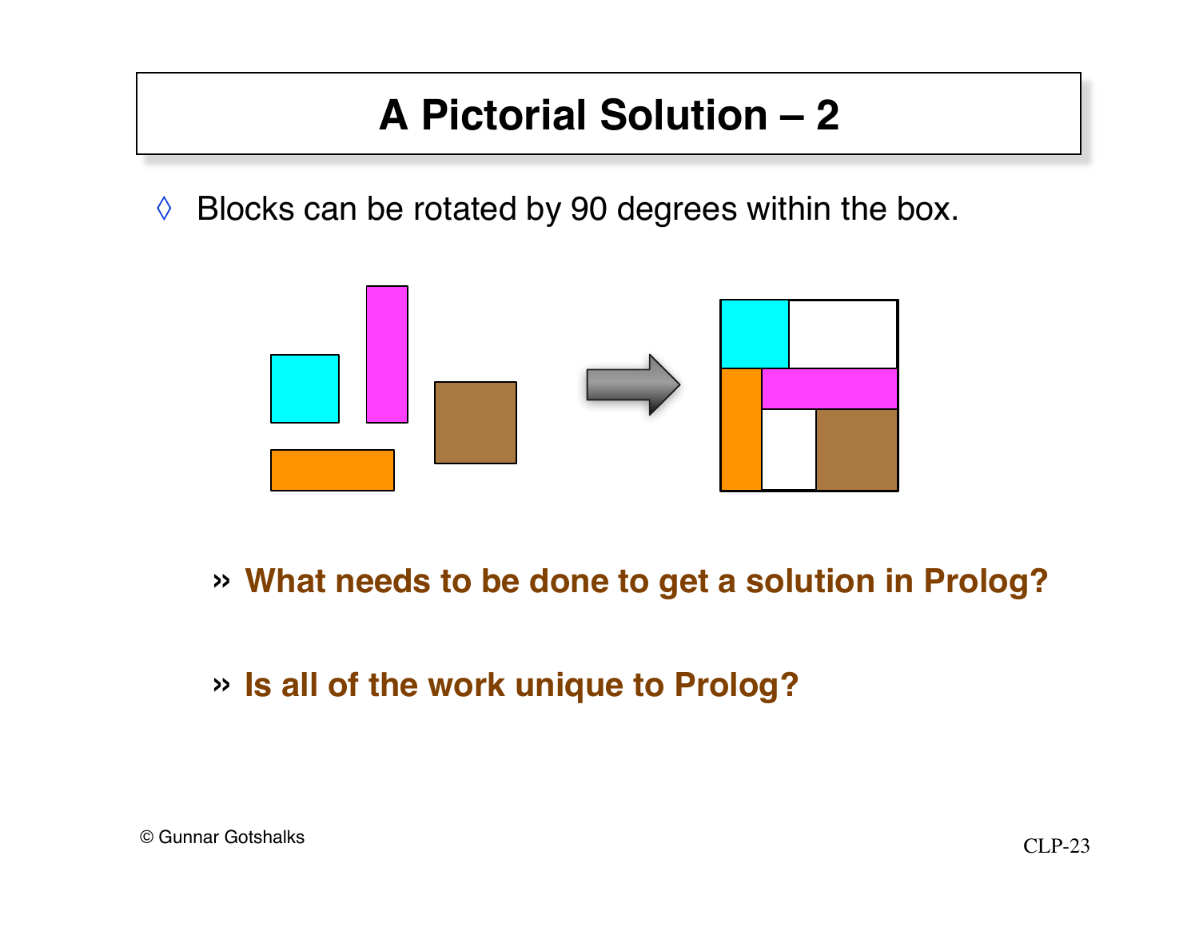# A Pictorial Solution – 2

◊ Blocks can be rotated by 90 degrees within the box.

» **What needs to be done to get a solution in Prolog?**

» **Is all of the work unique to Prolog?**

© Gunnar Gotshalks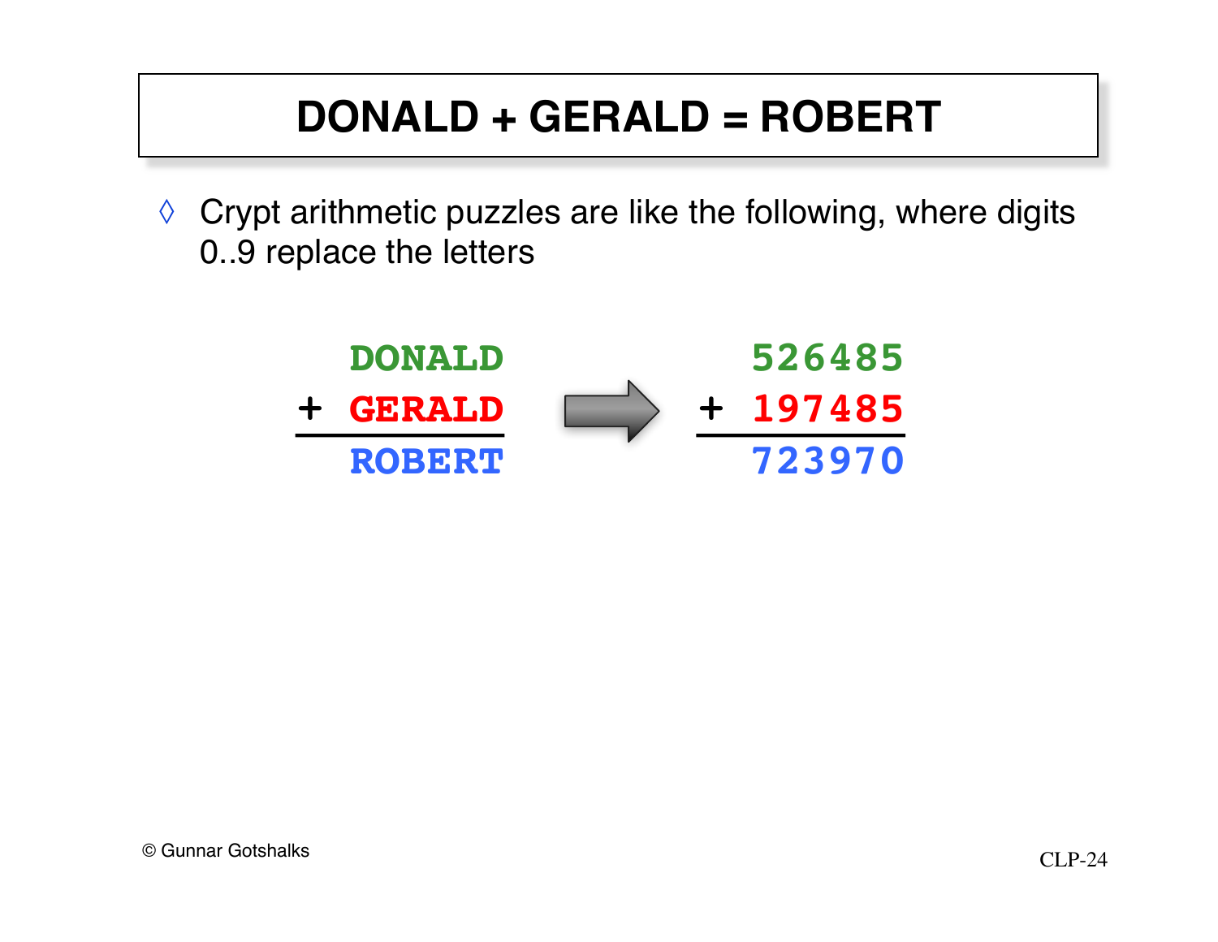# DONALD + GERALD = ROBERT

- Crypt arithmetic puzzles are like the following, where digits 0..9 replace the letters

```
  DONALD            526485
+ GERALD    →     + 197485
--------          --------
  ROBERT            723970
```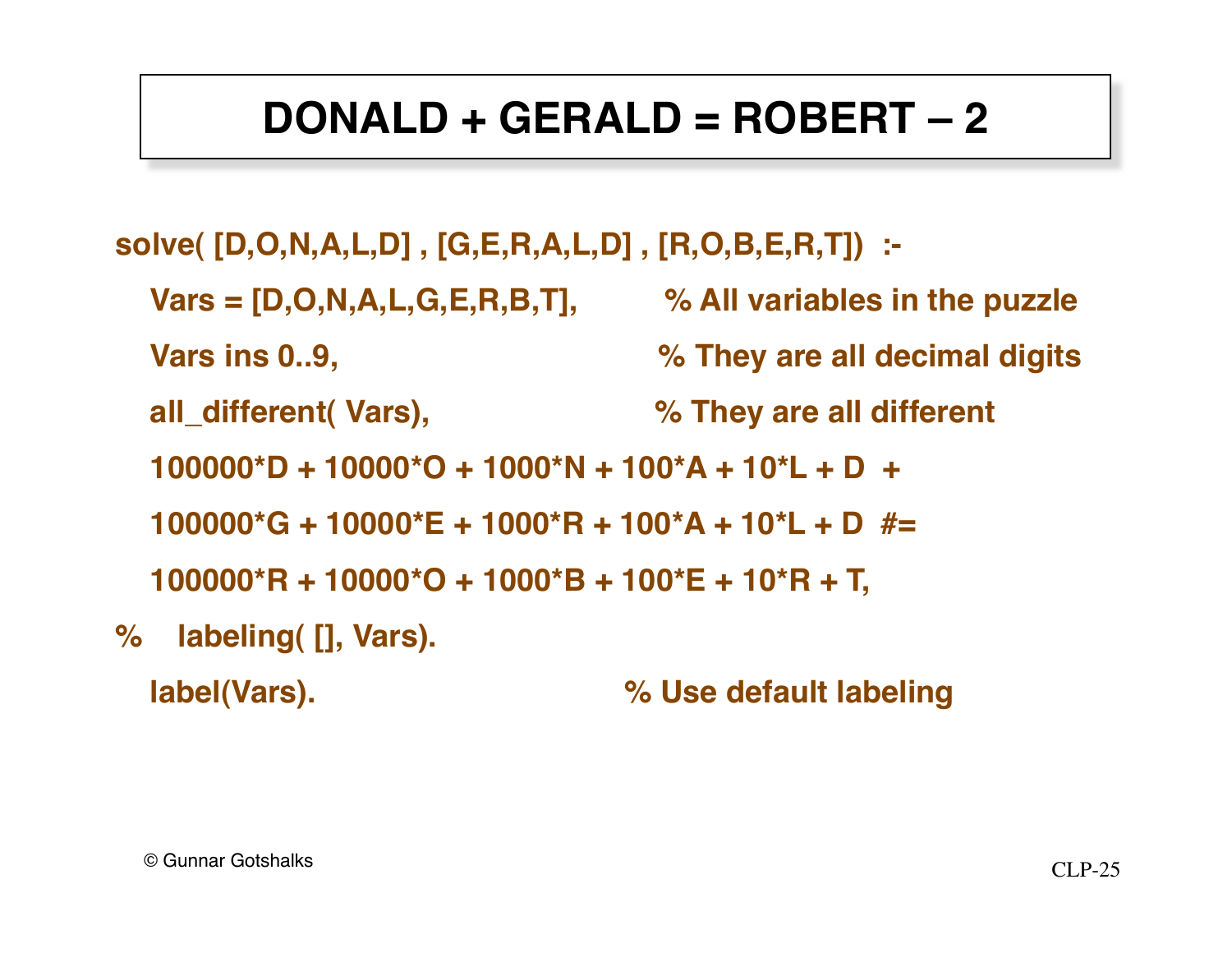# DONALD + GERALD = ROBERT – 2

```
solve( [D,O,N,A,L,D] , [G,E,R,A,L,D] , [R,O,B,E,R,T])  :-
   Vars = [D,O,N,A,L,G,E,R,B,T],          % All variables in the puzzle
   Vars ins 0..9,                          % They are all decimal digits
   all_different( Vars),                   % They are all different
   100000*D + 10000*O + 1000*N + 100*A + 10*L + D  +
   100000*G + 10000*E + 1000*R + 100*A + 10*L + D  #=
   100000*R + 10000*O + 1000*B + 100*E + 10*R + T,
%    labeling( [], Vars).
   label(Vars).                            % Use default labeling
```

© Gunnar Gotshalks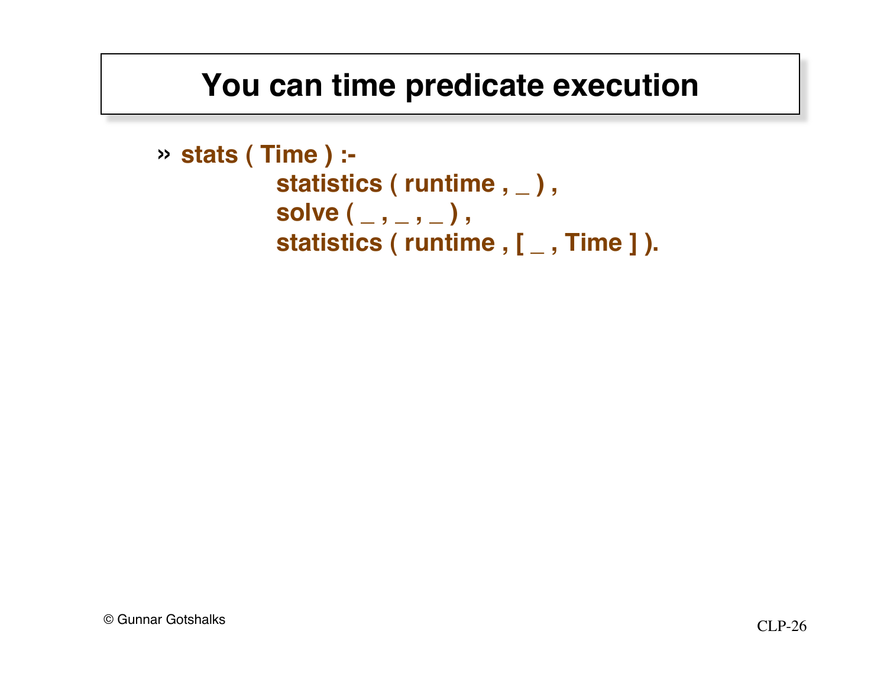# You can time predicate execution

```
stats ( Time ) :-
        statistics ( runtime , _ ) ,
        solve ( _ , _ , _ ) ,
        statistics ( runtime , [ _ , Time ] ).
```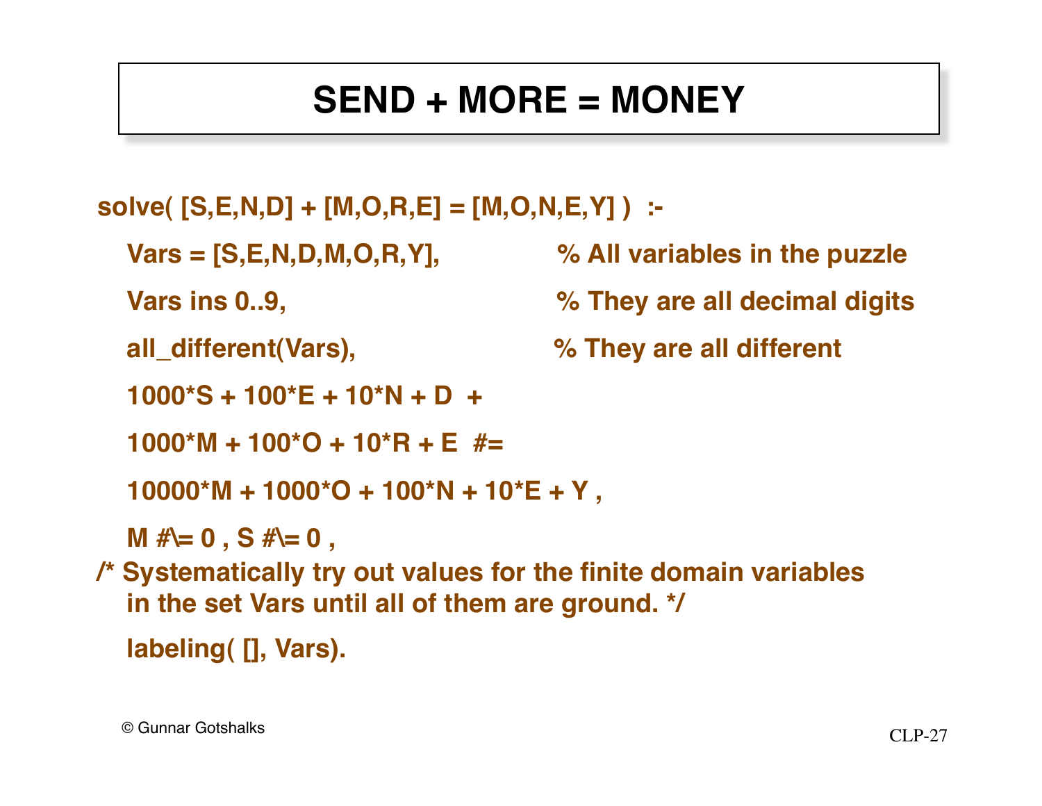# SEND + MORE = MONEY

```
solve( [S,E,N,D] + [M,O,R,E] = [M,O,N,E,Y] )  :-
   Vars = [S,E,N,D,M,O,R,Y],          % All variables in the puzzle
   Vars ins 0..9,                     % They are all decimal digits
   all_different(Vars),               % They are all different
   1000*S + 100*E + 10*N + D  +
   1000*M + 100*O + 10*R + E  #=
   10000*M + 1000*O + 100*N + 10*E + Y ,
   M #\= 0 , S #\= 0 ,
/* Systematically try out values for the finite domain variables
   in the set Vars until all of them are ground. */
   labeling( [], Vars).
```

© Gunnar Gotshalks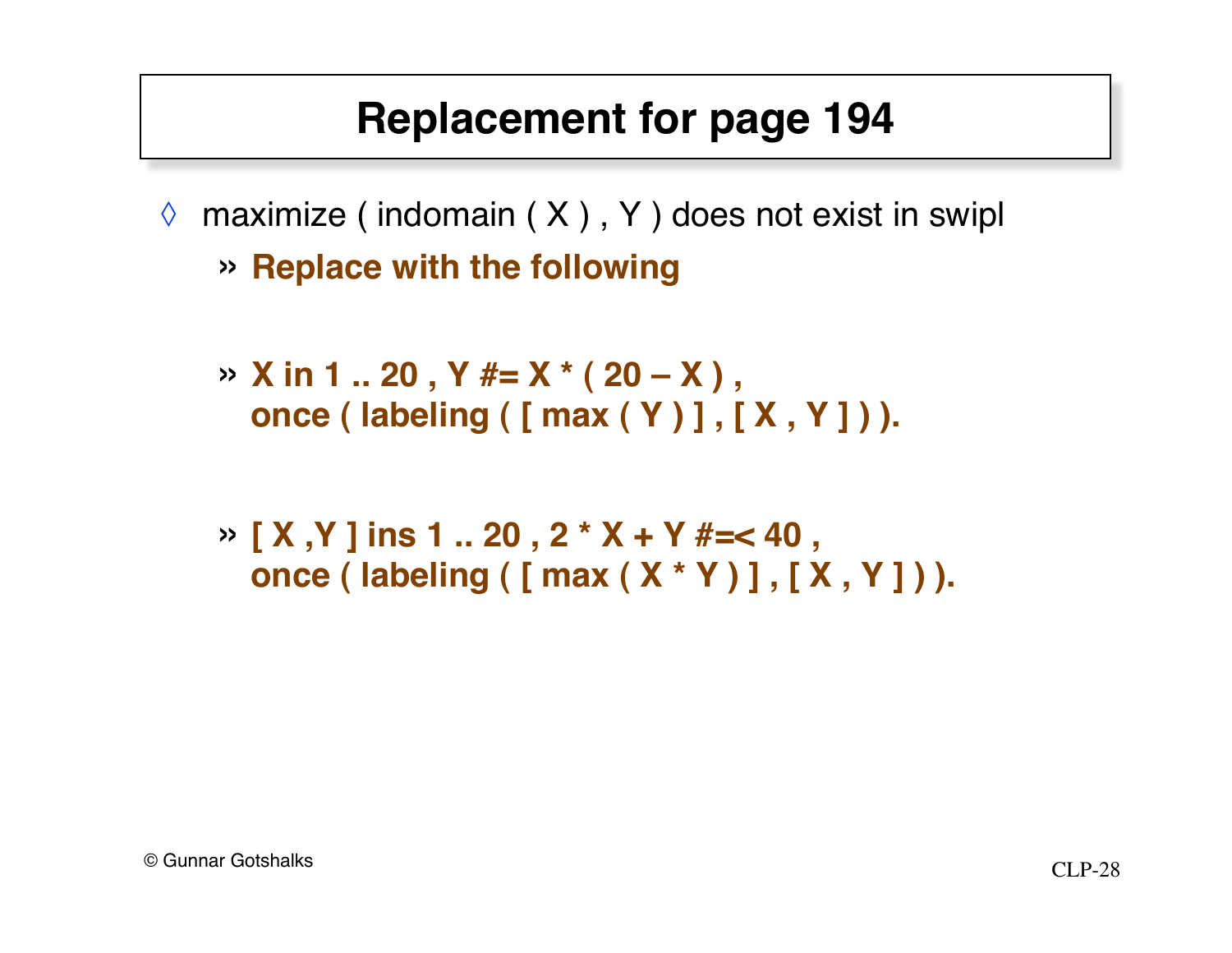# Replacement for page 194

- maximize ( indomain ( X ) , Y ) does not exist in swipl
  - **Replace with the following**
  - **X in 1 .. 20 , Y #= X * ( 20 – X ) ,**
    **once ( labeling ( [ max ( Y ) ] , [ X , Y ] ) ).**
  - **[ X ,Y ] ins 1 .. 20 , 2 * X + Y #=< 40 ,**
    **once ( labeling ( [ max ( X * Y ) ] , [ X , Y ] ) ).**

© Gunnar Gotshalks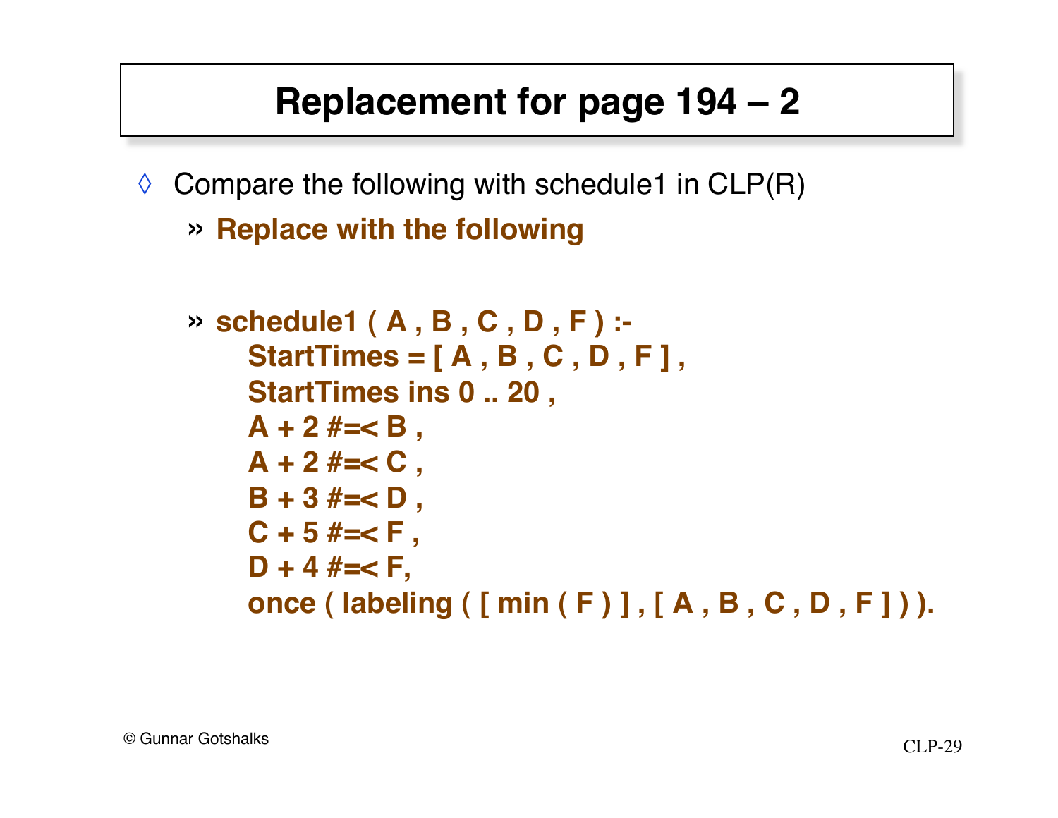# Replacement for page 194 – 2

◊ Compare the following with schedule1 in CLP(R)

- » **Replace with the following**

- » **schedule1 ( A , B , C , D , F ) :-**

```
schedule1 ( A , B , C , D , F ) :-
    StartTimes = [ A , B , C , D , F ] ,
    StartTimes ins 0 .. 20 ,
    A + 2 #=< B ,
    A + 2 #=< C ,
    B + 3 #=< D ,
    C + 5 #=< F ,
    D + 4 #=< F,
    once ( labeling ( [ min ( F ) ] , [ A , B , C , D , F ] ) ).
```

© Gunnar Gotshalks